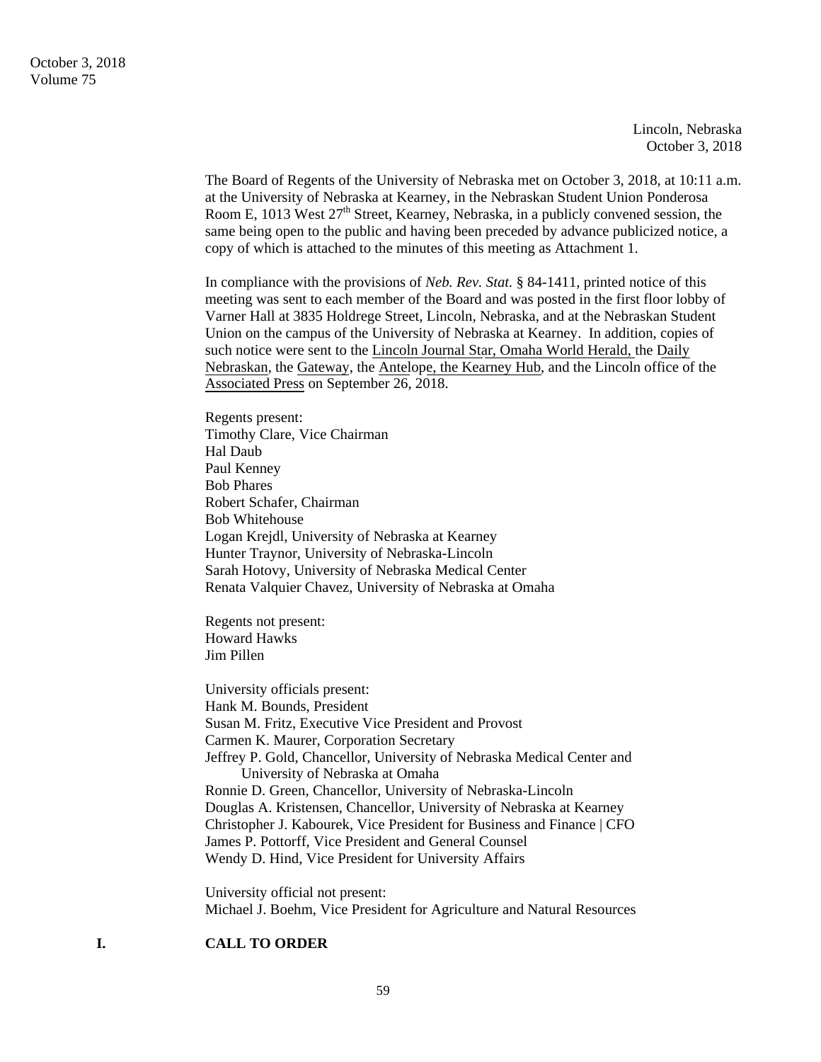Lincoln, Nebraska
October 3, 2018

The Board of Regents of the University of Nebraska met on October 3, 2018, at 10:11 a.m. at the University of Nebraska at Kearney, in the Nebraskan Student Union Ponderosa Room E, 1013 West 27th Street, Kearney, Nebraska, in a publicly convened session, the same being open to the public and having been preceded by advance publicized notice, a copy of which is attached to the minutes of this meeting as Attachment 1.

In compliance with the provisions of *Neb. Rev. Stat.* § 84-1411, printed notice of this meeting was sent to each member of the Board and was posted in the first floor lobby of Varner Hall at 3835 Holdrege Street, Lincoln, Nebraska, and at the Nebraskan Student Union on the campus of the University of Nebraska at Kearney. In addition, copies of such notice were sent to the Lincoln Journal Star, Omaha World Herald, the Daily Nebraskan, the Gateway, the Antelope, the Kearney Hub, and the Lincoln office of the Associated Press on September 26, 2018.

Regents present:
Timothy Clare, Vice Chairman
Hal Daub
Paul Kenney
Bob Phares
Robert Schafer, Chairman
Bob Whitehouse
Logan Krejdl, University of Nebraska at Kearney
Hunter Traynor, University of Nebraska-Lincoln
Sarah Hotovy, University of Nebraska Medical Center
Renata Valquier Chavez, University of Nebraska at Omaha

Regents not present:
Howard Hawks
Jim Pillen

University officials present:
Hank M. Bounds, President
Susan M. Fritz, Executive Vice President and Provost
Carmen K. Maurer, Corporation Secretary
Jeffrey P. Gold, Chancellor, University of Nebraska Medical Center and University of Nebraska at Omaha
Ronnie D. Green, Chancellor, University of Nebraska-Lincoln
Douglas A. Kristensen, Chancellor, University of Nebraska at Kearney
Christopher J. Kabourek, Vice President for Business and Finance | CFO
James P. Pottorff, Vice President and General Counsel
Wendy D. Hind, Vice President for University Affairs

University official not present:
Michael J. Boehm, Vice President for Agriculture and Natural Resources

## I. CALL TO ORDER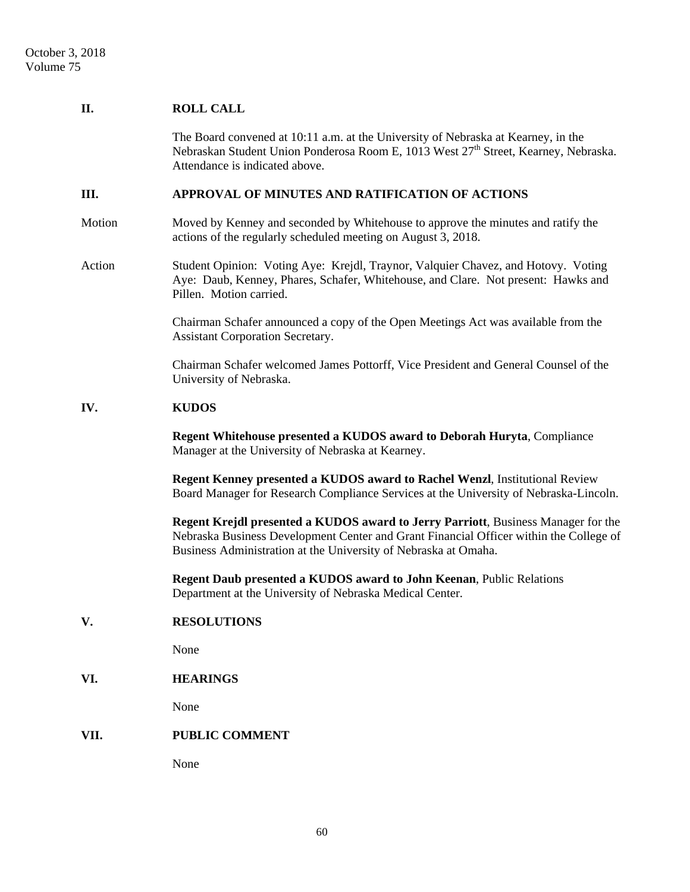## II. ROLL CALL

The Board convened at 10:11 a.m. at the University of Nebraska at Kearney, in the Nebraskan Student Union Ponderosa Room E, 1013 West 27th Street, Kearney, Nebraska. Attendance is indicated above.

## III. APPROVAL OF MINUTES AND RATIFICATION OF ACTIONS

Motion: Moved by Kenney and seconded by Whitehouse to approve the minutes and ratify the actions of the regularly scheduled meeting on August 3, 2018.

Action: Student Opinion: Voting Aye: Krejdl, Traynor, Valquier Chavez, and Hotovy. Voting Aye: Daub, Kenney, Phares, Schafer, Whitehouse, and Clare. Not present: Hawks and Pillen. Motion carried.

Chairman Schafer announced a copy of the Open Meetings Act was available from the Assistant Corporation Secretary.

Chairman Schafer welcomed James Pottorff, Vice President and General Counsel of the University of Nebraska.

## IV. KUDOS

**Regent Whitehouse presented a KUDOS award to Deborah Huryta**, Compliance Manager at the University of Nebraska at Kearney.

**Regent Kenney presented a KUDOS award to Rachel Wenzl**, Institutional Review Board Manager for Research Compliance Services at the University of Nebraska-Lincoln.

**Regent Krejdl presented a KUDOS award to Jerry Parriott**, Business Manager for the Nebraska Business Development Center and Grant Financial Officer within the College of Business Administration at the University of Nebraska at Omaha.

**Regent Daub presented a KUDOS award to John Keenan**, Public Relations Department at the University of Nebraska Medical Center.

## V. RESOLUTIONS

None

## VI. HEARINGS

None

## VII. PUBLIC COMMENT

None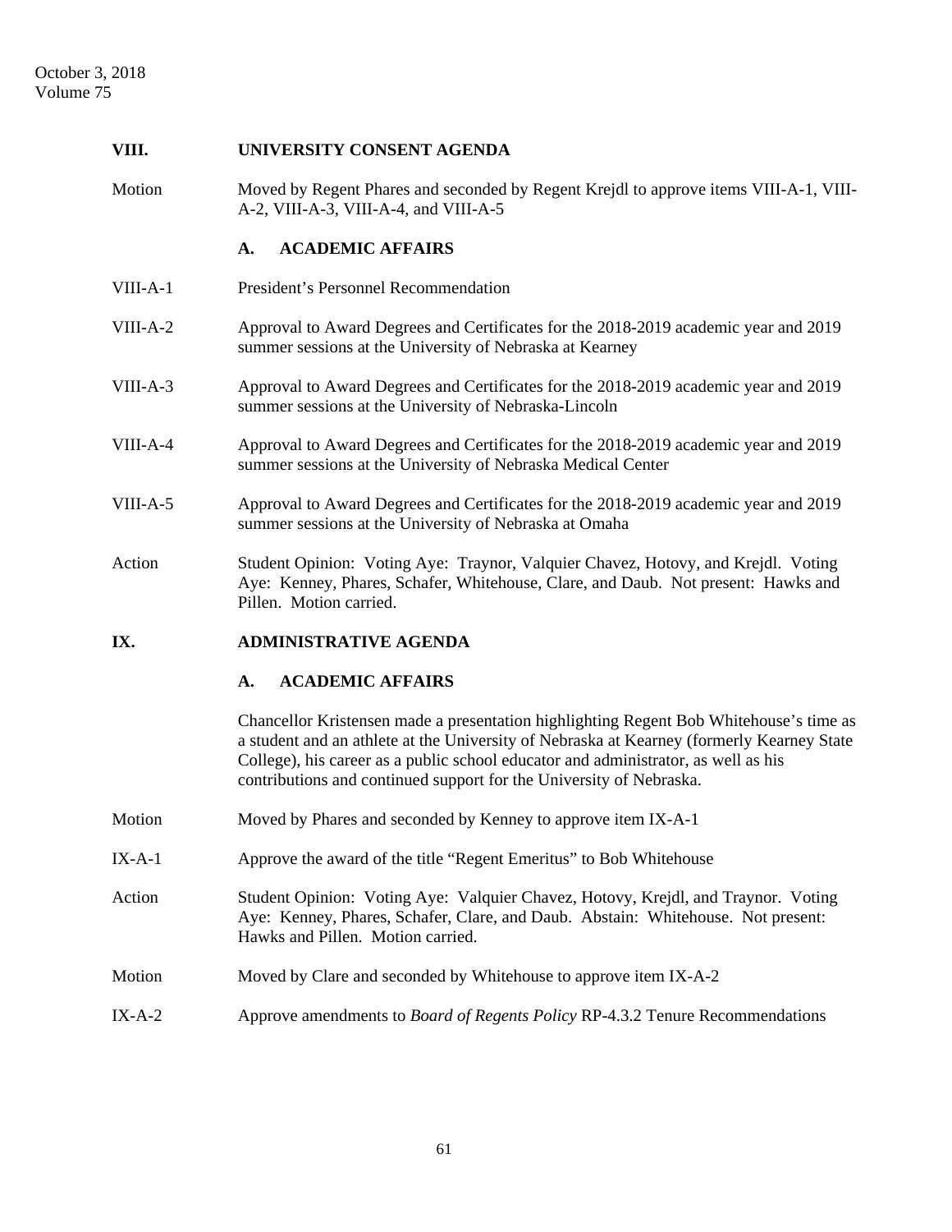## VIII. UNIVERSITY CONSENT AGENDA

Motion — Moved by Regent Phares and seconded by Regent Krejdl to approve items VIII-A-1, VIII-A-2, VIII-A-3, VIII-A-4, and VIII-A-5

### A. ACADEMIC AFFAIRS

VIII-A-1 — President's Personnel Recommendation

VIII-A-2 — Approval to Award Degrees and Certificates for the 2018-2019 academic year and 2019 summer sessions at the University of Nebraska at Kearney

VIII-A-3 — Approval to Award Degrees and Certificates for the 2018-2019 academic year and 2019 summer sessions at the University of Nebraska-Lincoln

VIII-A-4 — Approval to Award Degrees and Certificates for the 2018-2019 academic year and 2019 summer sessions at the University of Nebraska Medical Center

VIII-A-5 — Approval to Award Degrees and Certificates for the 2018-2019 academic year and 2019 summer sessions at the University of Nebraska at Omaha

Action — Student Opinion: Voting Aye: Traynor, Valquier Chavez, Hotovy, and Krejdl. Voting Aye: Kenney, Phares, Schafer, Whitehouse, Clare, and Daub. Not present: Hawks and Pillen. Motion carried.

## IX. ADMINISTRATIVE AGENDA

### A. ACADEMIC AFFAIRS

Chancellor Kristensen made a presentation highlighting Regent Bob Whitehouse's time as a student and an athlete at the University of Nebraska at Kearney (formerly Kearney State College), his career as a public school educator and administrator, as well as his contributions and continued support for the University of Nebraska.

Motion — Moved by Phares and seconded by Kenney to approve item IX-A-1

IX-A-1 — Approve the award of the title "Regent Emeritus" to Bob Whitehouse

Action — Student Opinion: Voting Aye: Valquier Chavez, Hotovy, Krejdl, and Traynor. Voting Aye: Kenney, Phares, Schafer, Clare, and Daub. Abstain: Whitehouse. Not present: Hawks and Pillen. Motion carried.

Motion — Moved by Clare and seconded by Whitehouse to approve item IX-A-2

IX-A-2 — Approve amendments to *Board of Regents Policy* RP-4.3.2 Tenure Recommendations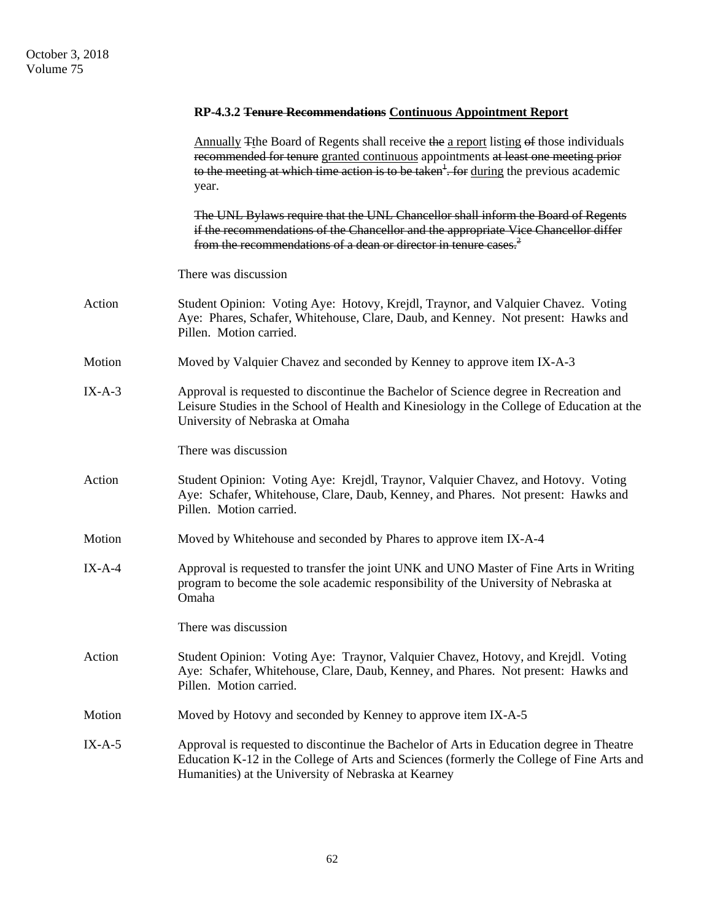**RP-4.3.2 ~~Tenure Recommendations~~ <u>Continuous Appointment Report</u>**

<u>Annually</u> ~~T~~<u>t</u>he Board of Regents shall receive ~~the~~ <u>a report</u> list<u>ing</u> ~~of~~ those individuals ~~recommended for tenure~~ <u>granted continuous</u> appointments ~~at least one meeting prior to the meeting at which time action is to be taken[1]. for~~ <u>during</u> the previous academic year.

~~The UNL Bylaws require that the UNL Chancellor shall inform the Board of Regents if the recommendations of the Chancellor and the appropriate Vice Chancellor differ from the recommendations of a dean or director in tenure cases.[2]~~

There was discussion

Action — Student Opinion: Voting Aye: Hotovy, Krejdl, Traynor, and Valquier Chavez. Voting Aye: Phares, Schafer, Whitehouse, Clare, Daub, and Kenney. Not present: Hawks and Pillen. Motion carried.

Motion — Moved by Valquier Chavez and seconded by Kenney to approve item IX-A-3

IX-A-3 — Approval is requested to discontinue the Bachelor of Science degree in Recreation and Leisure Studies in the School of Health and Kinesiology in the College of Education at the University of Nebraska at Omaha

There was discussion

Action — Student Opinion: Voting Aye: Krejdl, Traynor, Valquier Chavez, and Hotovy. Voting Aye: Schafer, Whitehouse, Clare, Daub, Kenney, and Phares. Not present: Hawks and Pillen. Motion carried.

Motion — Moved by Whitehouse and seconded by Phares to approve item IX-A-4

IX-A-4 — Approval is requested to transfer the joint UNK and UNO Master of Fine Arts in Writing program to become the sole academic responsibility of the University of Nebraska at Omaha

There was discussion

Action — Student Opinion: Voting Aye: Traynor, Valquier Chavez, Hotovy, and Krejdl. Voting Aye: Schafer, Whitehouse, Clare, Daub, Kenney, and Phares. Not present: Hawks and Pillen. Motion carried.

Motion — Moved by Hotovy and seconded by Kenney to approve item IX-A-5

IX-A-5 — Approval is requested to discontinue the Bachelor of Arts in Education degree in Theatre Education K-12 in the College of Arts and Sciences (formerly the College of Fine Arts and Humanities) at the University of Nebraska at Kearney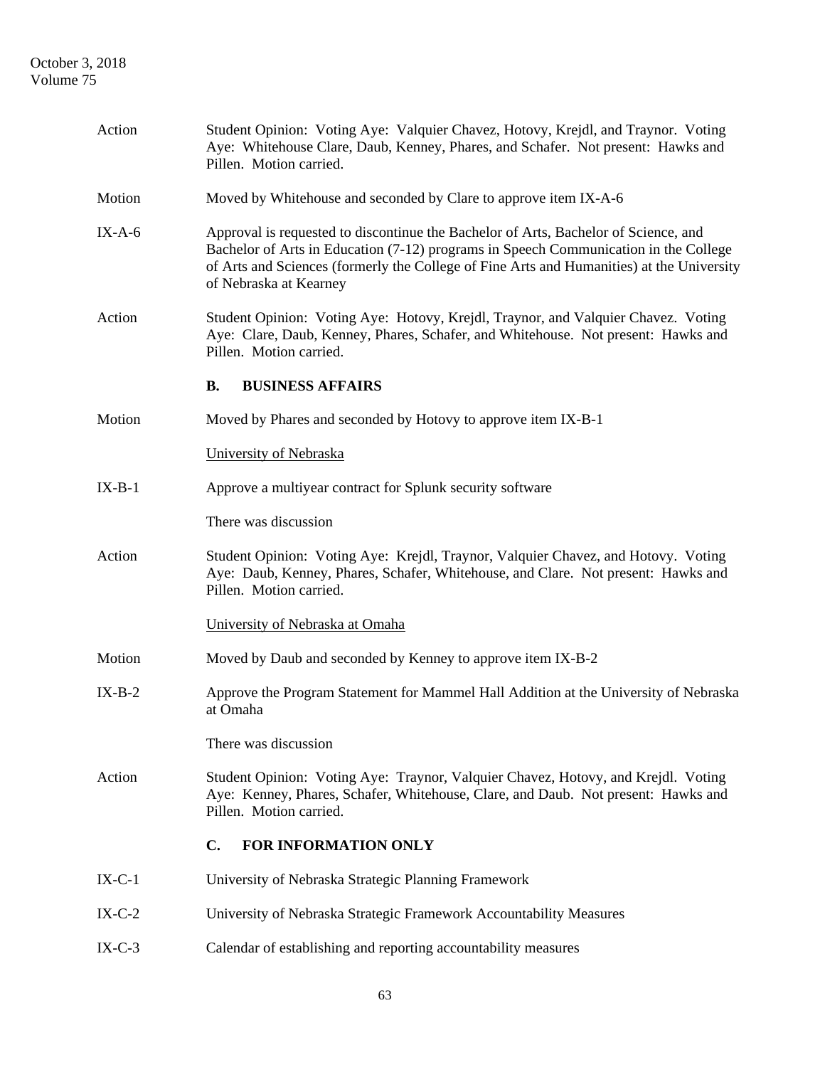Action Student Opinion: Voting Aye: Valquier Chavez, Hotovy, Krejdl, and Traynor. Voting Aye: Whitehouse Clare, Daub, Kenney, Phares, and Schafer. Not present: Hawks and Pillen. Motion carried.

Motion Moved by Whitehouse and seconded by Clare to approve item IX-A-6

IX-A-6 Approval is requested to discontinue the Bachelor of Arts, Bachelor of Science, and Bachelor of Arts in Education (7-12) programs in Speech Communication in the College of Arts and Sciences (formerly the College of Fine Arts and Humanities) at the University of Nebraska at Kearney

Action Student Opinion: Voting Aye: Hotovy, Krejdl, Traynor, and Valquier Chavez. Voting Aye: Clare, Daub, Kenney, Phares, Schafer, and Whitehouse. Not present: Hawks and Pillen. Motion carried.

## B. BUSINESS AFFAIRS

Motion Moved by Phares and seconded by Hotovy to approve item IX-B-1

University of Nebraska

IX-B-1 Approve a multiyear contract for Splunk security software

There was discussion

Action Student Opinion: Voting Aye: Krejdl, Traynor, Valquier Chavez, and Hotovy. Voting Aye: Daub, Kenney, Phares, Schafer, Whitehouse, and Clare. Not present: Hawks and Pillen. Motion carried.

University of Nebraska at Omaha

Motion Moved by Daub and seconded by Kenney to approve item IX-B-2

IX-B-2 Approve the Program Statement for Mammel Hall Addition at the University of Nebraska at Omaha

There was discussion

Action Student Opinion: Voting Aye: Traynor, Valquier Chavez, Hotovy, and Krejdl. Voting Aye: Kenney, Phares, Schafer, Whitehouse, Clare, and Daub. Not present: Hawks and Pillen. Motion carried.

## C. FOR INFORMATION ONLY

IX-C-1 University of Nebraska Strategic Planning Framework

IX-C-2 University of Nebraska Strategic Framework Accountability Measures

IX-C-3 Calendar of establishing and reporting accountability measures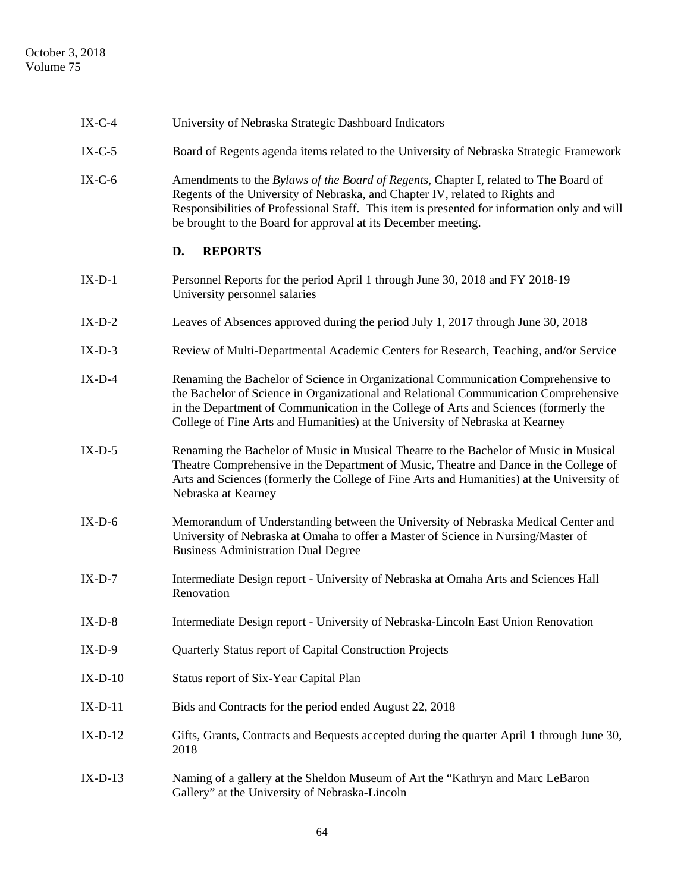IX-C-4 University of Nebraska Strategic Dashboard Indicators

IX-C-5 Board of Regents agenda items related to the University of Nebraska Strategic Framework

IX-C-6 Amendments to the *Bylaws of the Board of Regents*, Chapter I, related to The Board of Regents of the University of Nebraska, and Chapter IV, related to Rights and Responsibilities of Professional Staff. This item is presented for information only and will be brought to the Board for approval at its December meeting.

**D. REPORTS**

IX-D-1 Personnel Reports for the period April 1 through June 30, 2018 and FY 2018-19 University personnel salaries

IX-D-2 Leaves of Absences approved during the period July 1, 2017 through June 30, 2018

IX-D-3 Review of Multi-Departmental Academic Centers for Research, Teaching, and/or Service

IX-D-4 Renaming the Bachelor of Science in Organizational Communication Comprehensive to the Bachelor of Science in Organizational and Relational Communication Comprehensive in the Department of Communication in the College of Arts and Sciences (formerly the College of Fine Arts and Humanities) at the University of Nebraska at Kearney

IX-D-5 Renaming the Bachelor of Music in Musical Theatre to the Bachelor of Music in Musical Theatre Comprehensive in the Department of Music, Theatre and Dance in the College of Arts and Sciences (formerly the College of Fine Arts and Humanities) at the University of Nebraska at Kearney

IX-D-6 Memorandum of Understanding between the University of Nebraska Medical Center and University of Nebraska at Omaha to offer a Master of Science in Nursing/Master of Business Administration Dual Degree

IX-D-7 Intermediate Design report - University of Nebraska at Omaha Arts and Sciences Hall Renovation

IX-D-8 Intermediate Design report - University of Nebraska-Lincoln East Union Renovation

IX-D-9 Quarterly Status report of Capital Construction Projects

IX-D-10 Status report of Six-Year Capital Plan

IX-D-11 Bids and Contracts for the period ended August 22, 2018

IX-D-12 Gifts, Grants, Contracts and Bequests accepted during the quarter April 1 through June 30, 2018

IX-D-13 Naming of a gallery at the Sheldon Museum of Art the "Kathryn and Marc LeBaron Gallery" at the University of Nebraska-Lincoln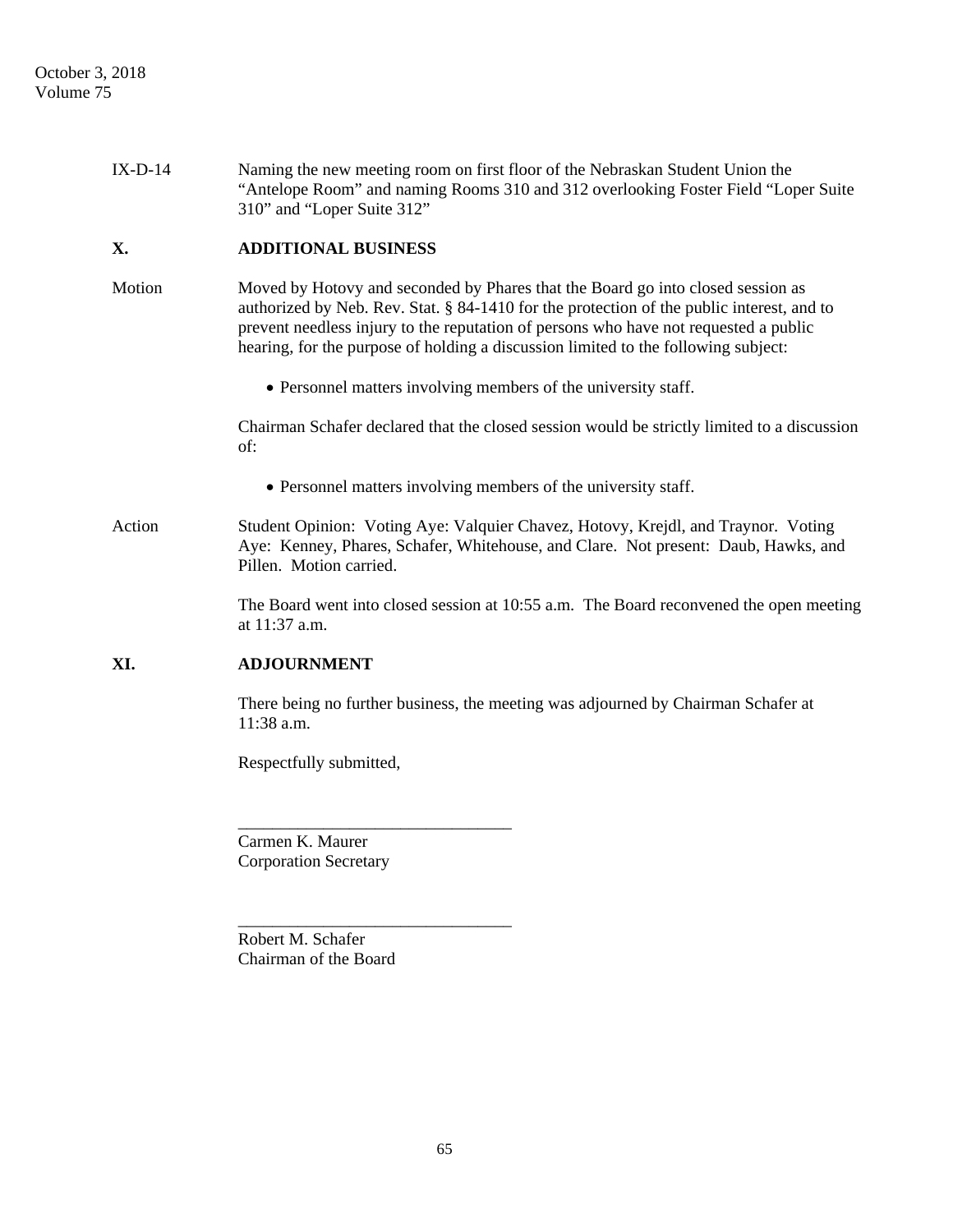IX-D-14 Naming the new meeting room on first floor of the Nebraskan Student Union the "Antelope Room" and naming Rooms 310 and 312 overlooking Foster Field "Loper Suite 310" and "Loper Suite 312"

## X. ADDITIONAL BUSINESS

Motion Moved by Hotovy and seconded by Phares that the Board go into closed session as authorized by Neb. Rev. Stat. § 84-1410 for the protection of the public interest, and to prevent needless injury to the reputation of persons who have not requested a public hearing, for the purpose of holding a discussion limited to the following subject:

- Personnel matters involving members of the university staff.

Chairman Schafer declared that the closed session would be strictly limited to a discussion of:

- Personnel matters involving members of the university staff.

Action Student Opinion: Voting Aye: Valquier Chavez, Hotovy, Krejdl, and Traynor. Voting Aye: Kenney, Phares, Schafer, Whitehouse, and Clare. Not present: Daub, Hawks, and Pillen. Motion carried.

The Board went into closed session at 10:55 a.m. The Board reconvened the open meeting at 11:37 a.m.

## XI. ADJOURNMENT

There being no further business, the meeting was adjourned by Chairman Schafer at 11:38 a.m.

Respectfully submitted,

________________________________
Carmen K. Maurer
Corporation Secretary

________________________________
Robert M. Schafer
Chairman of the Board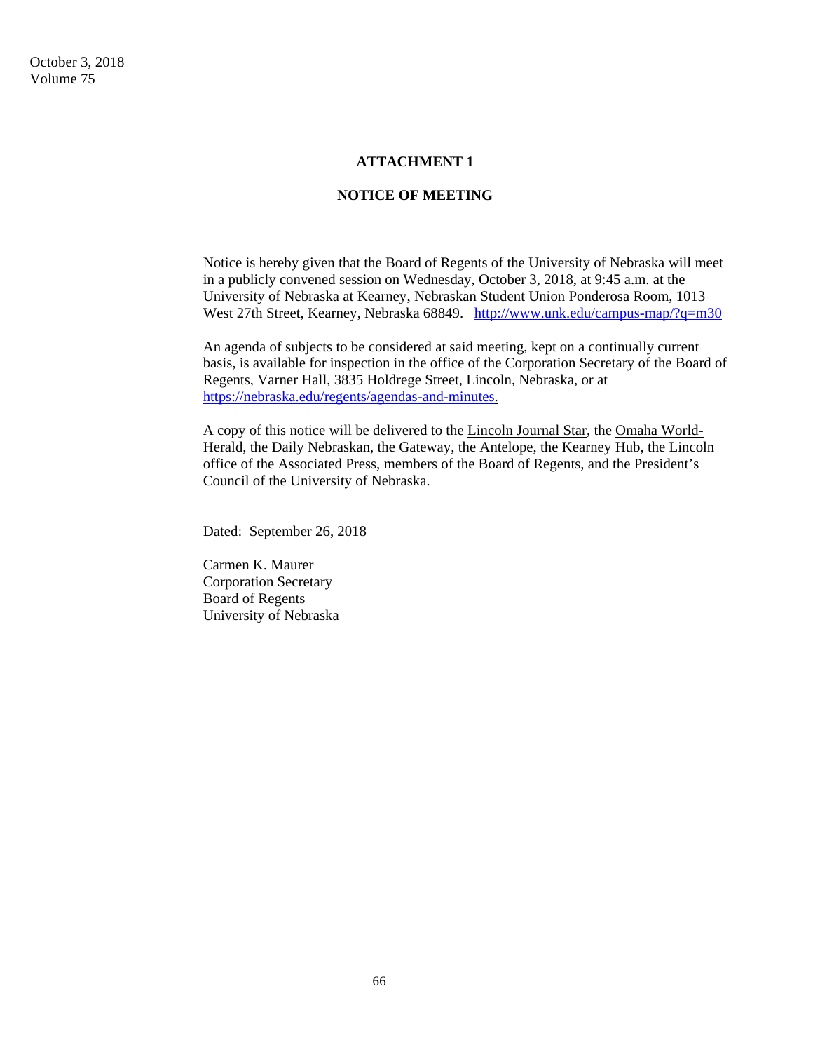## ATTACHMENT 1

## NOTICE OF MEETING

Notice is hereby given that the Board of Regents of the University of Nebraska will meet in a publicly convened session on Wednesday, October 3, 2018, at 9:45 a.m. at the University of Nebraska at Kearney, Nebraskan Student Union Ponderosa Room, 1013 West 27th Street, Kearney, Nebraska 68849. http://www.unk.edu/campus-map/?q=m30

An agenda of subjects to be considered at said meeting, kept on a continually current basis, is available for inspection in the office of the Corporation Secretary of the Board of Regents, Varner Hall, 3835 Holdrege Street, Lincoln, Nebraska, or at https://nebraska.edu/regents/agendas-and-minutes.

A copy of this notice will be delivered to the Lincoln Journal Star, the Omaha World-Herald, the Daily Nebraskan, the Gateway, the Antelope, the Kearney Hub, the Lincoln office of the Associated Press, members of the Board of Regents, and the President's Council of the University of Nebraska.

Dated: September 26, 2018

Carmen K. Maurer
Corporation Secretary
Board of Regents
University of Nebraska